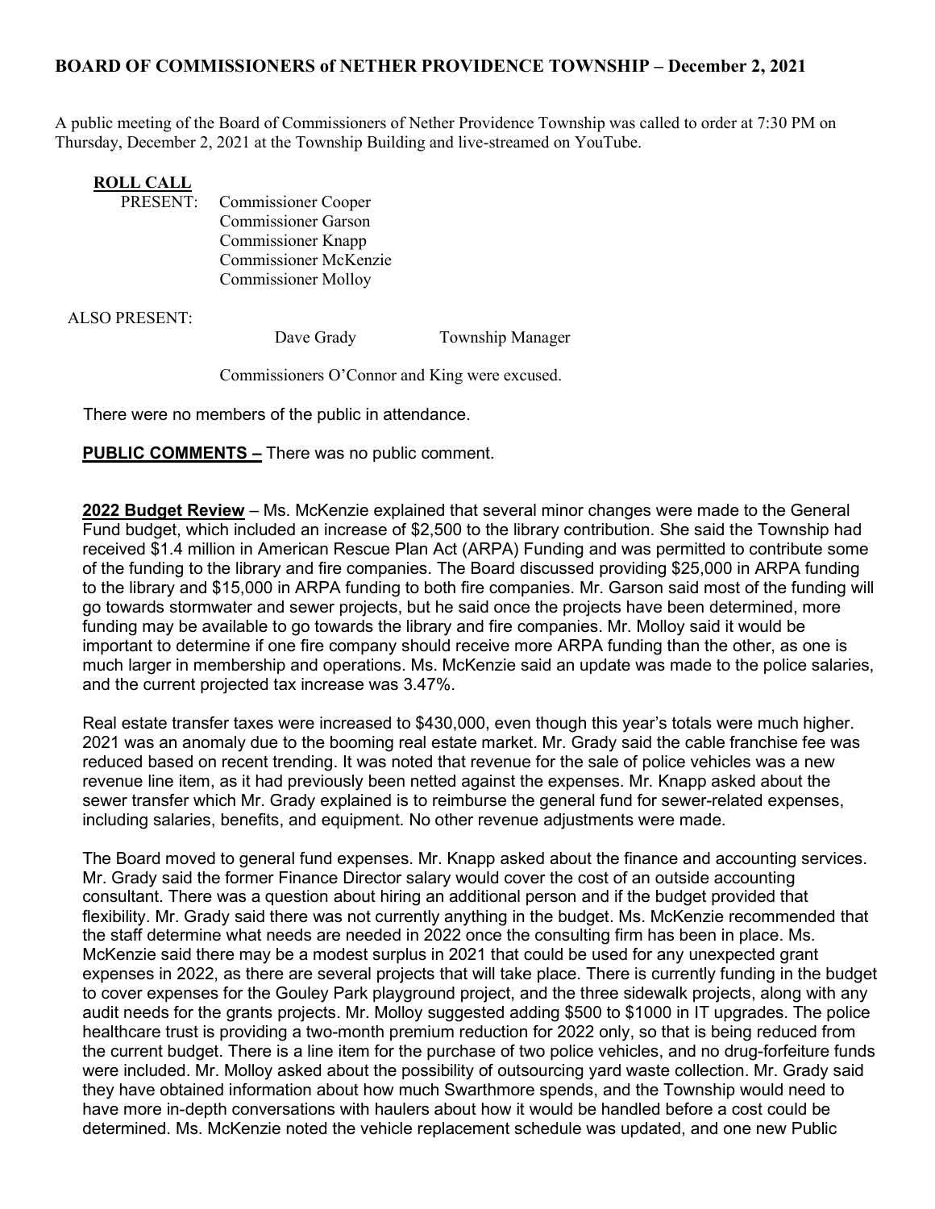## BOARD OF COMMISSIONERS of NETHER PROVIDENCE TOWNSHIP – December 2, 2021

A public meeting of the Board of Commissioners of Nether Providence Township was called to order at 7:30 PM on Thursday, December 2, 2021 at the Township Building and live-streamed on YouTube.

**ROLL CALL**

PRESENT:
- Commissioner Cooper
- Commissioner Garson
- Commissioner Knapp
- Commissioner McKenzie
- Commissioner Molloy

ALSO PRESENT:

Dave Grady — Township Manager

Commissioners O'Connor and King were excused.

There were no members of the public in attendance.

**PUBLIC COMMENTS –** There was no public comment.

**2022 Budget Review** – Ms. McKenzie explained that several minor changes were made to the General Fund budget, which included an increase of $2,500 to the library contribution. She said the Township had received $1.4 million in American Rescue Plan Act (ARPA) Funding and was permitted to contribute some of the funding to the library and fire companies. The Board discussed providing $25,000 in ARPA funding to the library and $15,000 in ARPA funding to both fire companies. Mr. Garson said most of the funding will go towards stormwater and sewer projects, but he said once the projects have been determined, more funding may be available to go towards the library and fire companies. Mr. Molloy said it would be important to determine if one fire company should receive more ARPA funding than the other, as one is much larger in membership and operations. Ms. McKenzie said an update was made to the police salaries, and the current projected tax increase was 3.47%.

Real estate transfer taxes were increased to $430,000, even though this year's totals were much higher. 2021 was an anomaly due to the booming real estate market. Mr. Grady said the cable franchise fee was reduced based on recent trending. It was noted that revenue for the sale of police vehicles was a new revenue line item, as it had previously been netted against the expenses. Mr. Knapp asked about the sewer transfer which Mr. Grady explained is to reimburse the general fund for sewer-related expenses, including salaries, benefits, and equipment. No other revenue adjustments were made.

The Board moved to general fund expenses. Mr. Knapp asked about the finance and accounting services. Mr. Grady said the former Finance Director salary would cover the cost of an outside accounting consultant. There was a question about hiring an additional person and if the budget provided that flexibility. Mr. Grady said there was not currently anything in the budget. Ms. McKenzie recommended that the staff determine what needs are needed in 2022 once the consulting firm has been in place. Ms. McKenzie said there may be a modest surplus in 2021 that could be used for any unexpected grant expenses in 2022, as there are several projects that will take place. There is currently funding in the budget to cover expenses for the Gouley Park playground project, and the three sidewalk projects, along with any audit needs for the grants projects. Mr. Molloy suggested adding $500 to $1000 in IT upgrades. The police healthcare trust is providing a two-month premium reduction for 2022 only, so that is being reduced from the current budget. There is a line item for the purchase of two police vehicles, and no drug-forfeiture funds were included. Mr. Molloy asked about the possibility of outsourcing yard waste collection. Mr. Grady said they have obtained information about how much Swarthmore spends, and the Township would need to have more in-depth conversations with haulers about how it would be handled before a cost could be determined. Ms. McKenzie noted the vehicle replacement schedule was updated, and one new Public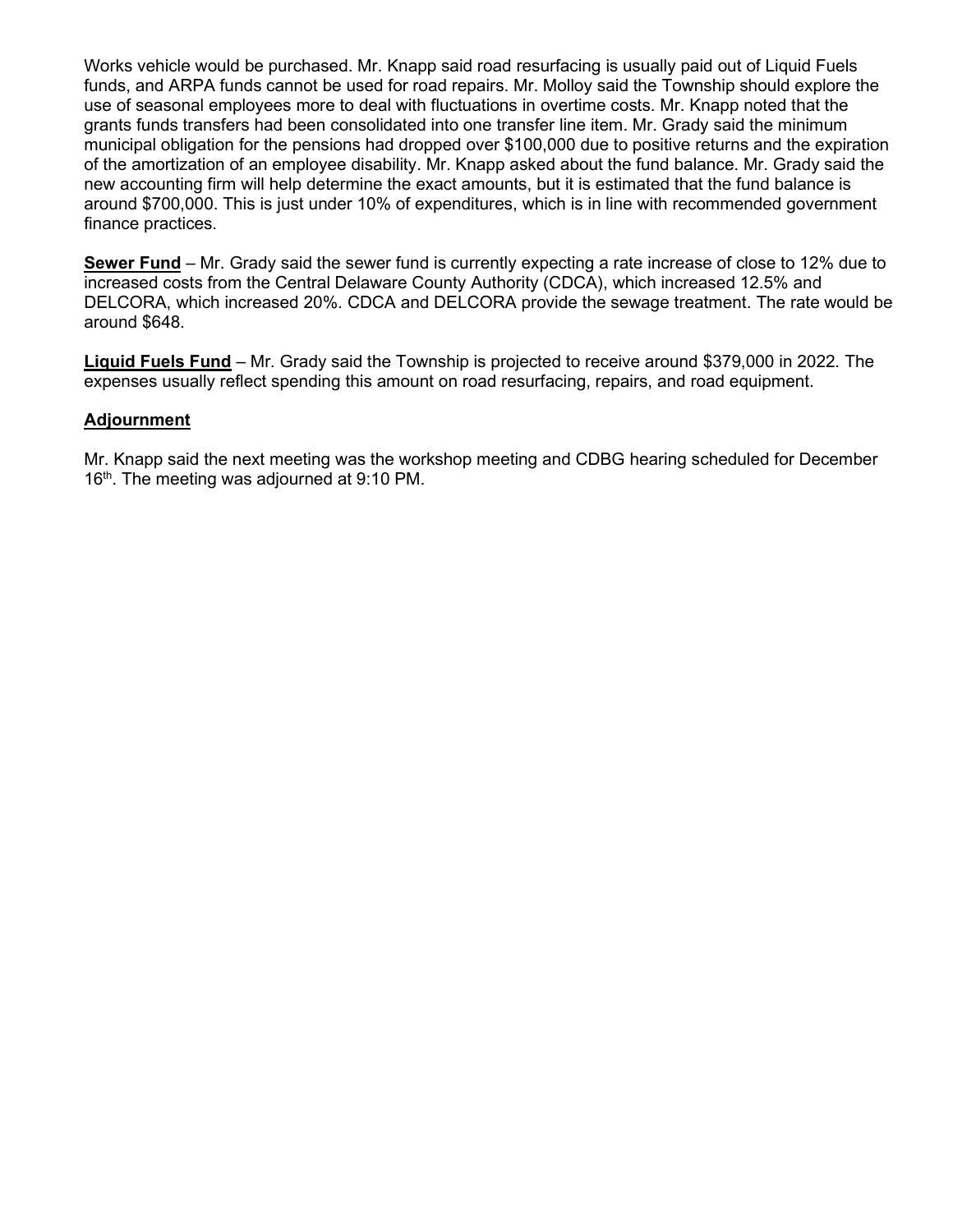Works vehicle would be purchased. Mr. Knapp said road resurfacing is usually paid out of Liquid Fuels funds, and ARPA funds cannot be used for road repairs. Mr. Molloy said the Township should explore the use of seasonal employees more to deal with fluctuations in overtime costs. Mr. Knapp noted that the grants funds transfers had been consolidated into one transfer line item. Mr. Grady said the minimum municipal obligation for the pensions had dropped over $100,000 due to positive returns and the expiration of the amortization of an employee disability. Mr. Knapp asked about the fund balance. Mr. Grady said the new accounting firm will help determine the exact amounts, but it is estimated that the fund balance is around $700,000. This is just under 10% of expenditures, which is in line with recommended government finance practices.

**Sewer Fund** – Mr. Grady said the sewer fund is currently expecting a rate increase of close to 12% due to increased costs from the Central Delaware County Authority (CDCA), which increased 12.5% and DELCORA, which increased 20%. CDCA and DELCORA provide the sewage treatment. The rate would be around $648.

**Liquid Fuels Fund** – Mr. Grady said the Township is projected to receive around $379,000 in 2022. The expenses usually reflect spending this amount on road resurfacing, repairs, and road equipment.

**Adjournment**

Mr. Knapp said the next meeting was the workshop meeting and CDBG hearing scheduled for December 16th. The meeting was adjourned at 9:10 PM.